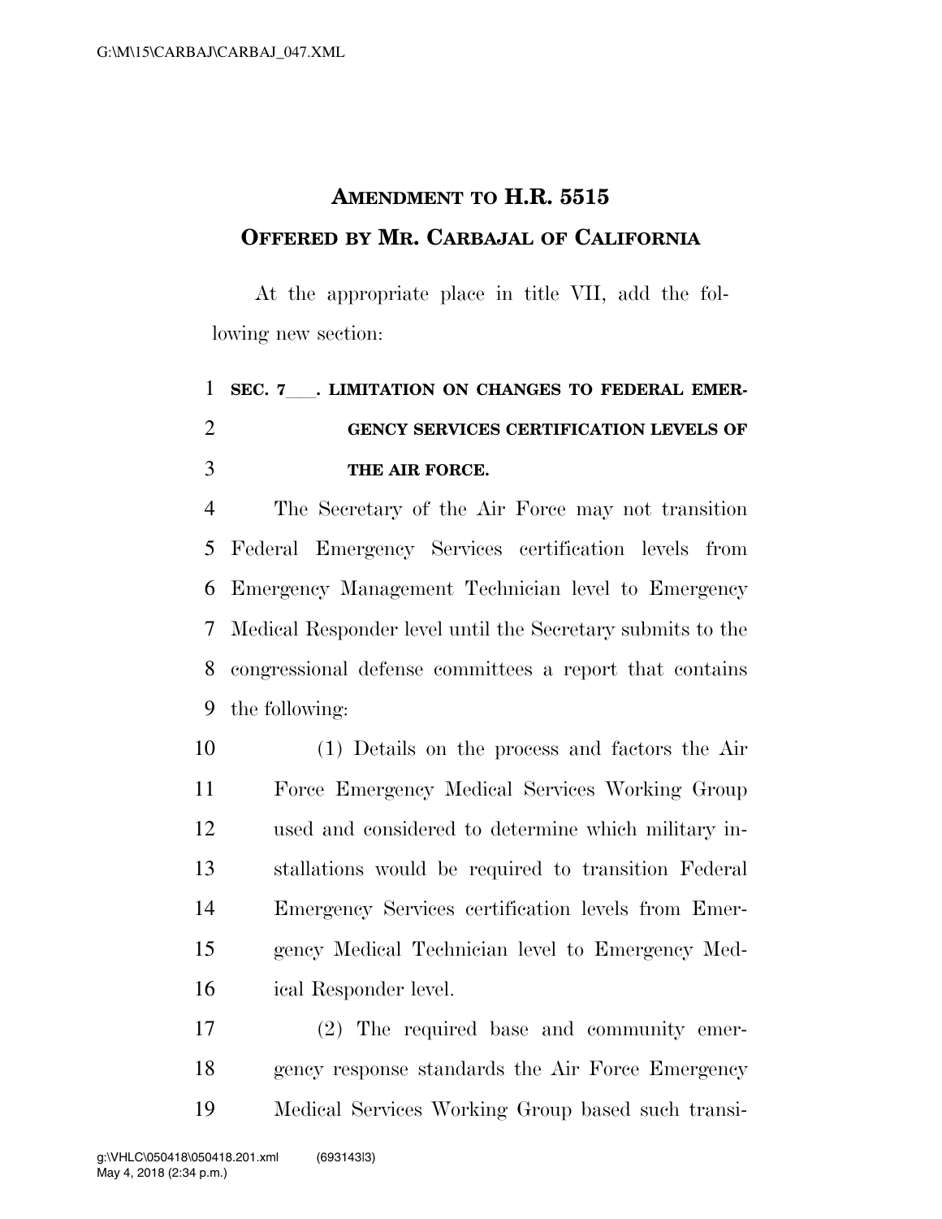# AMENDMENT TO H.R. 5515
## OFFERED BY MR. CARBAJAL OF CALIFORNIA

At the appropriate place in title VII, add the following new section:

**SEC. 7___. LIMITATION ON CHANGES TO FEDERAL EMERGENCY SERVICES CERTIFICATION LEVELS OF THE AIR FORCE.**

The Secretary of the Air Force may not transition Federal Emergency Services certification levels from Emergency Management Technician level to Emergency Medical Responder level until the Secretary submits to the congressional defense committees a report that contains the following:

(1) Details on the process and factors the Air Force Emergency Medical Services Working Group used and considered to determine which military installations would be required to transition Federal Emergency Services certification levels from Emergency Medical Technician level to Emergency Medical Responder level.

(2) The required base and community emergency response standards the Air Force Emergency Medical Services Working Group based such transi-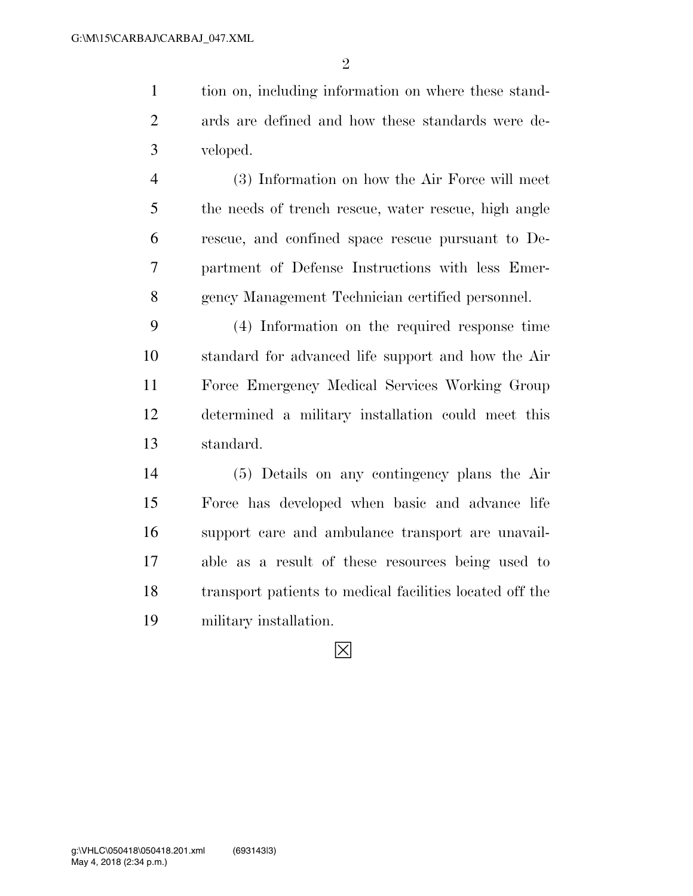tion on, including information on where these standards are defined and how these standards were developed.

(3) Information on how the Air Force will meet the needs of trench rescue, water rescue, high angle rescue, and confined space rescue pursuant to Department of Defense Instructions with less Emergency Management Technician certified personnel.

(4) Information on the required response time standard for advanced life support and how the Air Force Emergency Medical Services Working Group determined a military installation could meet this standard.

(5) Details on any contingency plans the Air Force has developed when basic and advance life support care and ambulance transport are unavailable as a result of these resources being used to transport patients to medical facilities located off the military installation.